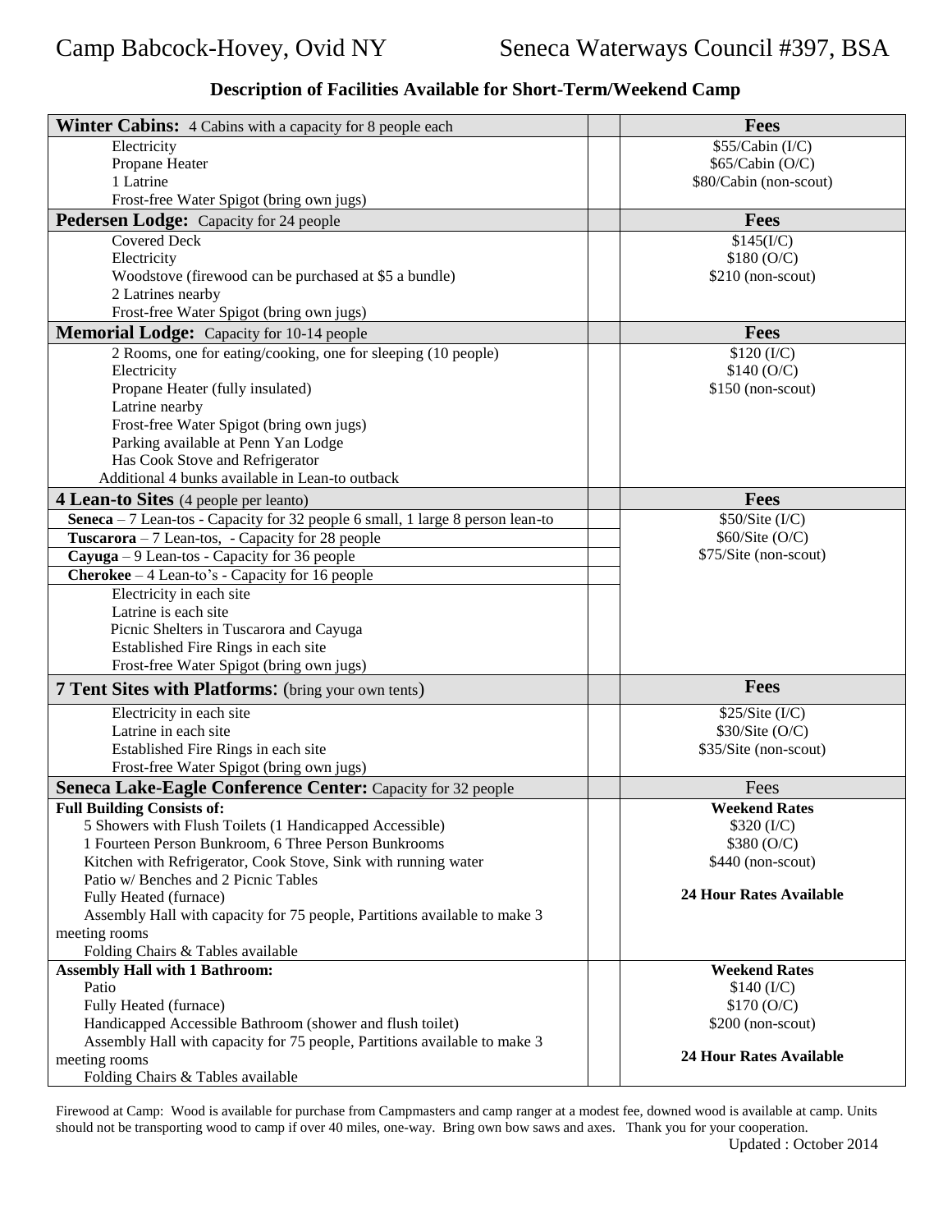Camp Babcock-Hovey, Ovid NY — Seneca Waterways Council #397, BSA

## Description of Facilities Available for Short-Term/Weekend Camp

| **Winter Cabins:** 4 Cabins with a capacity for 8 people each | | **Fees** |
|---|---|---|
| Electricity<br>Propane Heater<br>1 Latrine<br>Frost-free Water Spigot (bring own jugs) | | $55/Cabin (I/C)<br>$65/Cabin (O/C)<br>$80/Cabin (non-scout) |
| **Pedersen Lodge:** Capacity for 24 people | | **Fees** |
| Covered Deck<br>Electricity<br>Woodstove (firewood can be purchased at $5 a bundle)<br>2 Latrines nearby<br>Frost-free Water Spigot (bring own jugs) | | $145(I/C)<br>$180 (O/C)<br>$210 (non-scout) |
| **Memorial Lodge:** Capacity for 10-14 people | | **Fees** |
| 2 Rooms, one for eating/cooking, one for sleeping (10 people)<br>Electricity<br>Propane Heater (fully insulated)<br>Latrine nearby<br>Frost-free Water Spigot (bring own jugs)<br>Parking available at Penn Yan Lodge<br>Has Cook Stove and Refrigerator<br>Additional 4 bunks available in Lean-to outback | | $120 (I/C)<br>$140 (O/C)<br>$150 (non-scout) |
| **4 Lean-to Sites** (4 people per leanto) | | **Fees** |
| **Seneca** – 7 Lean-tos - Capacity for 32 people 6 small, 1 large 8 person lean-to | | $50/Site (I/C)<br>$60/Site (O/C)<br>$75/Site (non-scout) |
| **Tuscarora** – 7 Lean-tos, - Capacity for 28 people | | |
| **Cayuga** – 9 Lean-tos - Capacity for 36 people | | |
| **Cherokee** – 4 Lean-to's - Capacity for 16 people | | |
| Electricity in each site<br>Latrine is each site<br>Picnic Shelters in Tuscarora and Cayuga<br>Established Fire Rings in each site<br>Frost-free Water Spigot (bring own jugs) | | |
| **7 Tent Sites with Platforms**: (bring your own tents) | | **Fees** |
| Electricity in each site<br>Latrine in each site<br>Established Fire Rings in each site<br>Frost-free Water Spigot (bring own jugs) | | $25/Site (I/C)<br>$30/Site (O/C)<br>$35/Site (non-scout) |
| **Seneca Lake-Eagle Conference Center:** Capacity for 32 people | | Fees |
| **Full Building Consists of:**<br>5 Showers with Flush Toilets (1 Handicapped Accessible)<br>1 Fourteen Person Bunkroom, 6 Three Person Bunkrooms<br>Kitchen with Refrigerator, Cook Stove, Sink with running water<br>Patio w/ Benches and 2 Picnic Tables<br>Fully Heated (furnace)<br>Assembly Hall with capacity for 75 people, Partitions available to make 3 meeting rooms<br>Folding Chairs & Tables available | | **Weekend Rates**<br>$320 (I/C)<br>$380 (O/C)<br>$440 (non-scout)<br><br>**24 Hour Rates Available** |
| **Assembly Hall with 1 Bathroom:**<br>Patio<br>Fully Heated (furnace)<br>Handicapped Accessible Bathroom (shower and flush toilet)<br>Assembly Hall with capacity for 75 people, Partitions available to make 3 meeting rooms<br>Folding Chairs & Tables available | | **Weekend Rates**<br>$140 (I/C)<br>$170 (O/C)<br>$200 (non-scout)<br><br>**24 Hour Rates Available** |

Firewood at Camp: Wood is available for purchase from Campmasters and camp ranger at a modest fee, downed wood is available at camp. Units should not be transporting wood to camp if over 40 miles, one-way. Bring own bow saws and axes. Thank you for your cooperation.

Updated : October 2014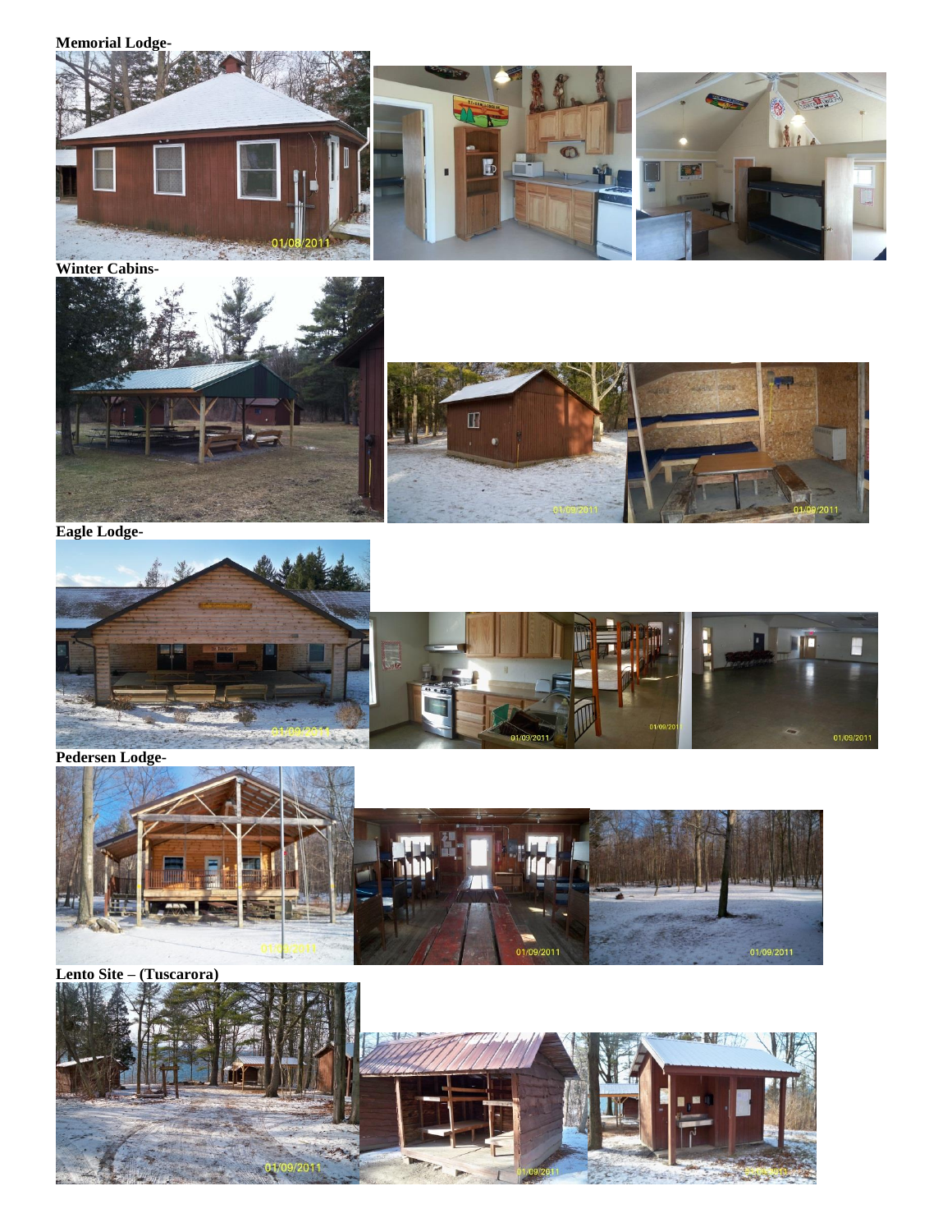**Memorial Lodge-**

**Winter Cabins-**

**Eagle Lodge-**

**Pedersen Lodge-**

**Lento Site – (Tuscarora)**